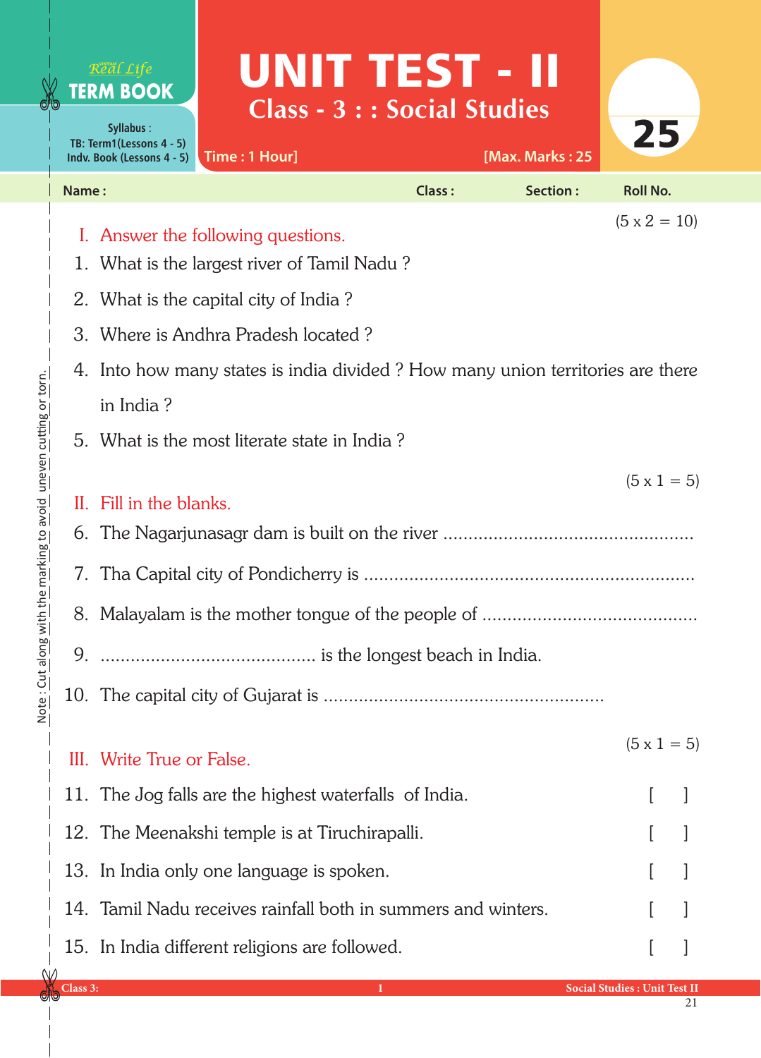Real Life **TERM BOOK**

Syllabus : TB: Term1(Lessons 4 - 5) Indv. Book (Lessons 4 - 5)

# UNIT TEST - II

## Class - 3 : : Social Studies

Time : 1 Hour] [Max. Marks : 25

25

Name : Class : Section : Roll No.

(5 x 2 = 10)

## I. Answer the following questions.

1. What is the largest river of Tamil Nadu ?
2. What is the capital city of India ?
3. Where is Andhra Pradesh located ?
4. Into how many states is india divided ? How many union territories are there in India ?
5. What is the most literate state in India ?

(5 x 1 = 5)

## II. Fill in the blanks.

6. The Nagarjunasagr dam is built on the river ..................................................
7. Tha Capital city of Pondicherry is ..................................................................
8. Malayalam is the mother tongue of the people of ..........................................
9. .......................................... is the longest beach in India.
10. The capital city of Gujarat is ......................................................

(5 x 1 = 5)

## III. Write True or False.

11. The Jog falls are the highest waterfalls of India. [ ]
12. The Meenakshi temple is at Tiruchirapalli. [ ]
13. In India only one language is spoken. [ ]
14. Tamil Nadu receives rainfall both in summers and winters. [ ]
15. In India different religions are followed. [ ]

Note : Cut along with the marking to avoid uneven cutting or torn.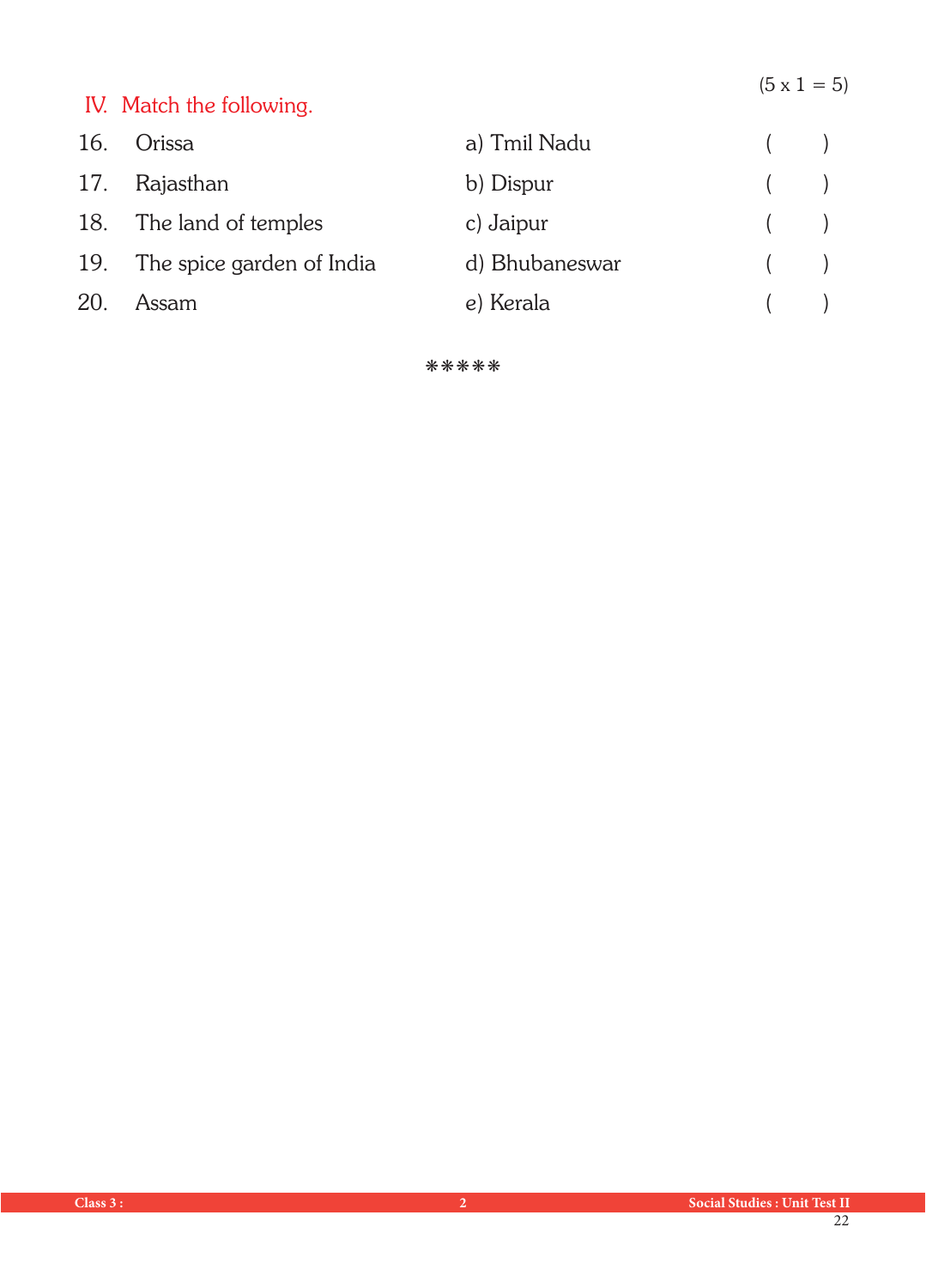(5 x 1 = 5)

## IV. Match the following.

| | | | |
|---|---|---|---|
| 16. | Orissa | a) Tmil Nadu | (    ) |
| 17. | Rajasthan | b) Dispur | (    ) |
| 18. | The land of temples | c) Jaipur | (    ) |
| 19. | The spice garden of India | d) Bhubaneswar | (    ) |
| 20. | Assam | e) Kerala | (    ) |

*****